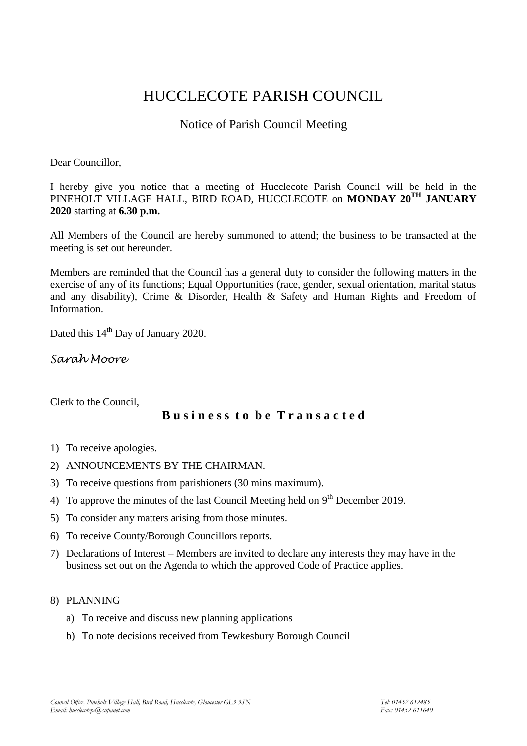# HUCCLECOTE PARISH COUNCIL

## Notice of Parish Council Meeting

Dear Councillor,

I hereby give you notice that a meeting of Hucclecote Parish Council will be held in the PINEHOLT VILLAGE HALL, BIRD ROAD, HUCCLECOTE on **MONDAY 20TH JANUARY 2020** starting at **6.30 p.m.**

All Members of the Council are hereby summoned to attend; the business to be transacted at the meeting is set out hereunder.

Members are reminded that the Council has a general duty to consider the following matters in the exercise of any of its functions; Equal Opportunities (race, gender, sexual orientation, marital status and any disability), Crime & Disorder, Health & Safety and Human Rights and Freedom of Information.

Dated this 14th Day of January 2020.

*Sarah Moore*

Clerk to the Council,

### **Business to be Transacted**

1) To receive apologies.
2) ANNOUNCEMENTS BY THE CHAIRMAN.
3) To receive questions from parishioners (30 mins maximum).
4) To approve the minutes of the last Council Meeting held on 9th December 2019.
5) To consider any matters arising from those minutes.
6) To receive County/Borough Councillors reports.
7) Declarations of Interest – Members are invited to declare any interests they may have in the business set out on the Agenda to which the approved Code of Practice applies.

8) PLANNING
   a) To receive and discuss new planning applications
   b) To note decisions received from Tewkesbury Borough Council

*Council Office, Pineholt Village Hall, Bird Road, Hucclecote, Gloucester GL3 3SN* *Tel: 01452 612485*
*Email: hucclecotepc@supanet.com* *Fax: 01452 611640*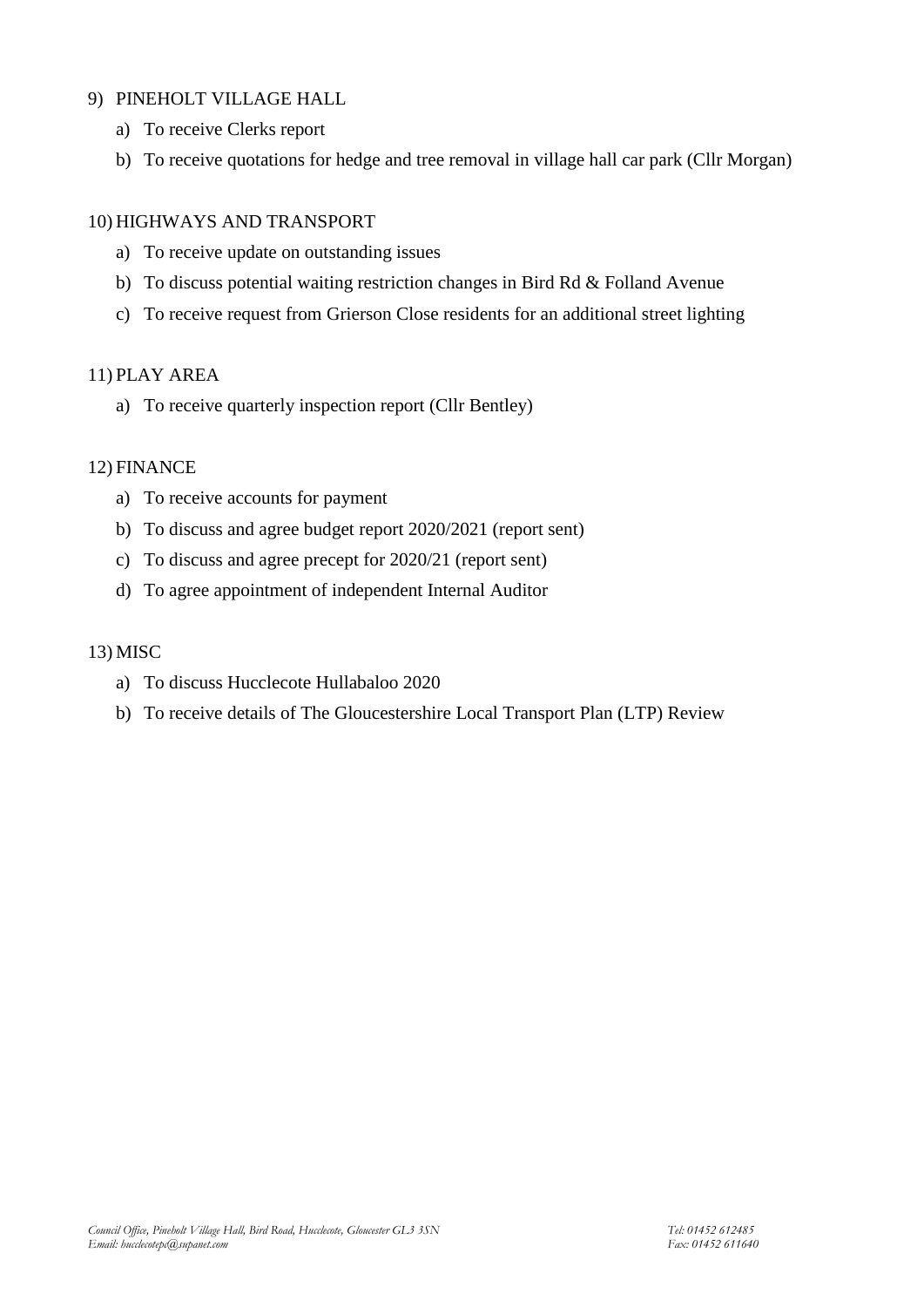9) PINEHOLT VILLAGE HALL
    a) To receive Clerks report
    b) To receive quotations for hedge and tree removal in village hall car park (Cllr Morgan)

10) HIGHWAYS AND TRANSPORT
    a) To receive update on outstanding issues
    b) To discuss potential waiting restriction changes in Bird Rd & Folland Avenue
    c) To receive request from Grierson Close residents for an additional street lighting

11) PLAY AREA
    a) To receive quarterly inspection report (Cllr Bentley)

12) FINANCE
    a) To receive accounts for payment
    b) To discuss and agree budget report 2020/2021 (report sent)
    c) To discuss and agree precept for 2020/21 (report sent)
    d) To agree appointment of independent Internal Auditor

13) MISC
    a) To discuss Hucclecote Hullabaloo 2020
    b) To receive details of The Gloucestershire Local Transport Plan (LTP) Review